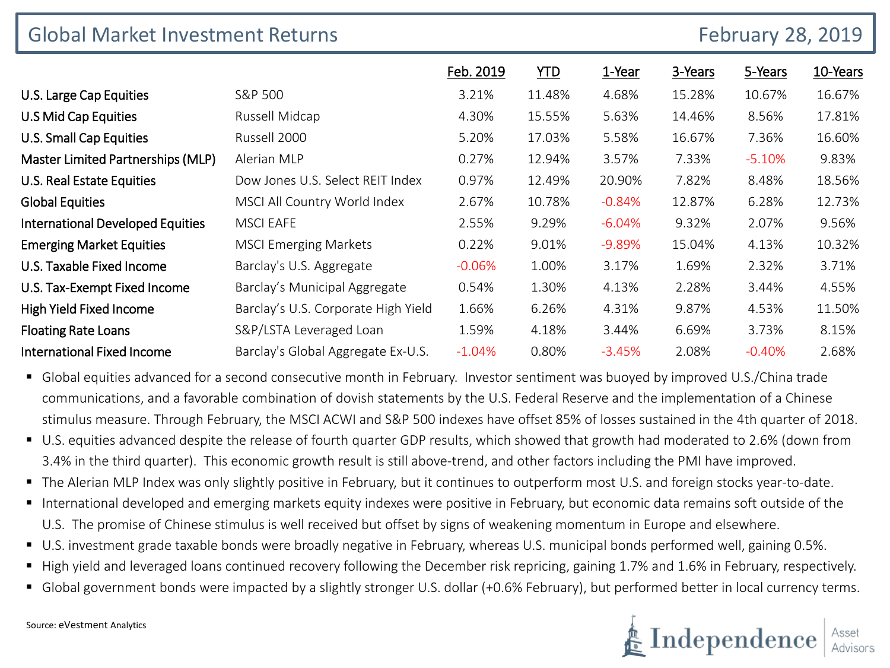# Global Market Investment Returns

February 28, 2019

| | | Feb. 2019 | YTD | 1-Year | 3-Years | 5-Years | 10-Years |
|---|---|---|---|---|---|---|---|
| U.S. Large Cap Equities | S&P 500 | 3.21% | 11.48% | 4.68% | 15.28% | 10.67% | 16.67% |
| U.S Mid Cap Equities | Russell Midcap | 4.30% | 15.55% | 5.63% | 14.46% | 8.56% | 17.81% |
| U.S. Small Cap Equities | Russell 2000 | 5.20% | 17.03% | 5.58% | 16.67% | 7.36% | 16.60% |
| Master Limited Partnerships (MLP) | Alerian MLP | 0.27% | 12.94% | 3.57% | 7.33% | -5.10% | 9.83% |
| U.S. Real Estate Equities | Dow Jones U.S. Select REIT Index | 0.97% | 12.49% | 20.90% | 7.82% | 8.48% | 18.56% |
| Global Equities | MSCI All Country World Index | 2.67% | 10.78% | -0.84% | 12.87% | 6.28% | 12.73% |
| International Developed Equities | MSCI EAFE | 2.55% | 9.29% | -6.04% | 9.32% | 2.07% | 9.56% |
| Emerging Market Equities | MSCI Emerging Markets | 0.22% | 9.01% | -9.89% | 15.04% | 4.13% | 10.32% |
| U.S. Taxable Fixed Income | Barclay's U.S. Aggregate | -0.06% | 1.00% | 3.17% | 1.69% | 2.32% | 3.71% |
| U.S. Tax-Exempt Fixed Income | Barclay's Municipal Aggregate | 0.54% | 1.30% | 4.13% | 2.28% | 3.44% | 4.55% |
| High Yield Fixed Income | Barclay's U.S. Corporate High Yield | 1.66% | 6.26% | 4.31% | 9.87% | 4.53% | 11.50% |
| Floating Rate Loans | S&P/LSTA Leveraged Loan | 1.59% | 4.18% | 3.44% | 6.69% | 3.73% | 8.15% |
| International Fixed Income | Barclay's Global Aggregate Ex-U.S. | -1.04% | 0.80% | -3.45% | 2.08% | -0.40% | 2.68% |

- Global equities advanced for a second consecutive month in February. Investor sentiment was buoyed by improved U.S./China trade communications, and a favorable combination of dovish statements by the U.S. Federal Reserve and the implementation of a Chinese stimulus measure. Through February, the MSCI ACWI and S&P 500 indexes have offset 85% of losses sustained in the 4th quarter of 2018.
- U.S. equities advanced despite the release of fourth quarter GDP results, which showed that growth had moderated to 2.6% (down from 3.4% in the third quarter). This economic growth result is still above-trend, and other factors including the PMI have improved.
- The Alerian MLP Index was only slightly positive in February, but it continues to outperform most U.S. and foreign stocks year-to-date.
- International developed and emerging markets equity indexes were positive in February, but economic data remains soft outside of the U.S. The promise of Chinese stimulus is well received but offset by signs of weakening momentum in Europe and elsewhere.
- U.S. investment grade taxable bonds were broadly negative in February, whereas U.S. municipal bonds performed well, gaining 0.5%.
- High yield and leveraged loans continued recovery following the December risk repricing, gaining 1.7% and 1.6% in February, respectively.
- Global government bonds were impacted by a slightly stronger U.S. dollar (+0.6% February), but performed better in local currency terms.

Source: eVestment Analytics

Independence Asset Advisors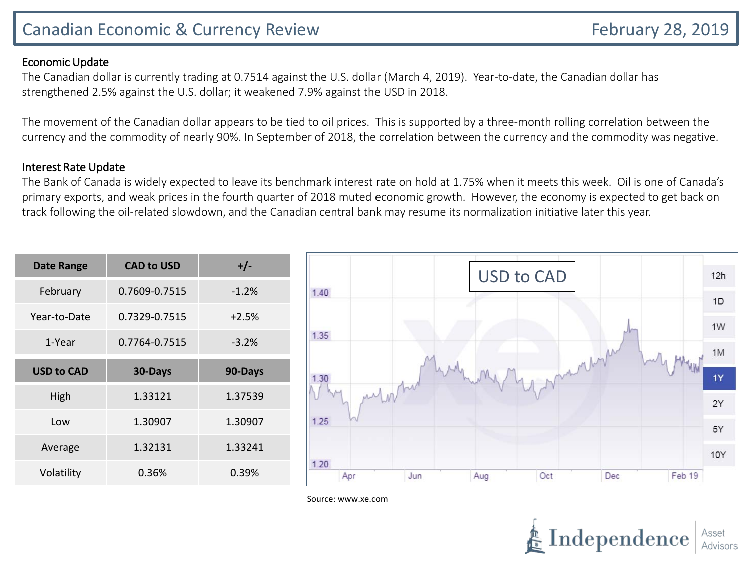# Canadian Economic & Currency Review

February 28, 2019

## Economic Update

The Canadian dollar is currently trading at 0.7514 against the U.S. dollar (March 4, 2019). Year-to-date, the Canadian dollar has strengthened 2.5% against the U.S. dollar; it weakened 7.9% against the USD in 2018.

The movement of the Canadian dollar appears to be tied to oil prices. This is supported by a three-month rolling correlation between the currency and the commodity of nearly 90%. In September of 2018, the correlation between the currency and the commodity was negative.

## Interest Rate Update

The Bank of Canada is widely expected to leave its benchmark interest rate on hold at 1.75% when it meets this week. Oil is one of Canada's primary exports, and weak prices in the fourth quarter of 2018 muted economic growth. However, the economy is expected to get back on track following the oil-related slowdown, and the Canadian central bank may resume its normalization initiative later this year.

| Date Range | CAD to USD | +/- |
|---|---|---|
| February | 0.7609-0.7515 | -1.2% |
| Year-to-Date | 0.7329-0.7515 | +2.5% |
| 1-Year | 0.7764-0.7515 | -3.2% |

| USD to CAD | 30-Days | 90-Days |
|---|---|---|
| High | 1.33121 | 1.37539 |
| Low | 1.30907 | 1.30907 |
| Average | 1.32131 | 1.33241 |
| Volatility | 0.36% | 0.39% |

USD to CAD

Source: www.xe.com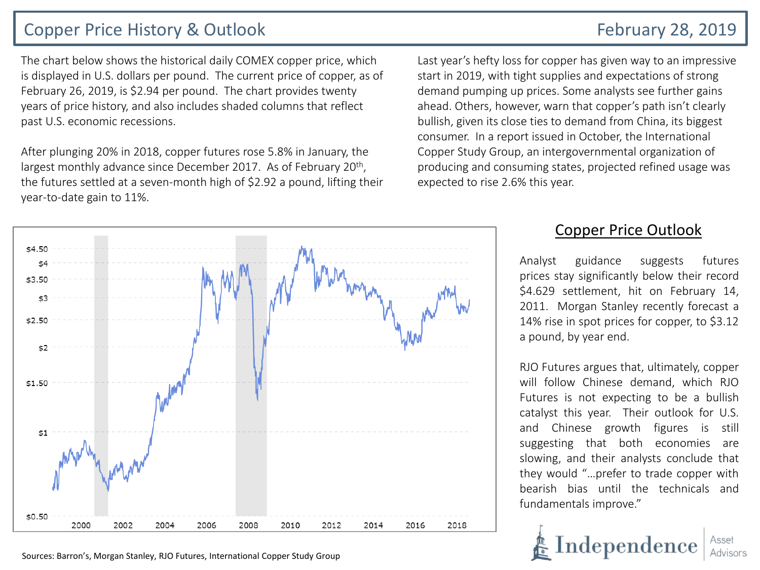# Copper Price History & Outlook

February 28, 2019

The chart below shows the historical daily COMEX copper price, which is displayed in U.S. dollars per pound. The current price of copper, as of February 26, 2019, is $2.94 per pound. The chart provides twenty years of price history, and also includes shaded columns that reflect past U.S. economic recessions.

After plunging 20% in 2018, copper futures rose 5.8% in January, the largest monthly advance since December 2017. As of February 20th, the futures settled at a seven-month high of $2.92 a pound, lifting their year-to-date gain to 11%.

Last year's hefty loss for copper has given way to an impressive start in 2019, with tight supplies and expectations of strong demand pumping up prices. Some analysts see further gains ahead. Others, however, warn that copper's path isn't clearly bullish, given its close ties to demand from China, its biggest consumer. In a report issued in October, the International Copper Study Group, an intergovernmental organization of producing and consuming states, projected refined usage was expected to rise 2.6% this year.

$4.50
$4
$3.50
$3
$2.50
$2
$1.50
$1
$0.50

2000
2002
2004
2006
2008
2010
2012
2014
2016
2018

## Copper Price Outlook

Analyst guidance suggests futures prices stay significantly below their record $4.629 settlement, hit on February 14, 2011. Morgan Stanley recently forecast a 14% rise in spot prices for copper, to $3.12 a pound, by year end.

RJO Futures argues that, ultimately, copper will follow Chinese demand, which RJO Futures is not expecting to be a bullish catalyst this year. Their outlook for U.S. and Chinese growth figures is still suggesting that both economies are slowing, and their analysts conclude that they would "…prefer to trade copper with bearish bias until the technicals and fundamentals improve."

Sources: Barron's, Morgan Stanley, RJO Futures, International Copper Study Group

Independence Asset Advisors